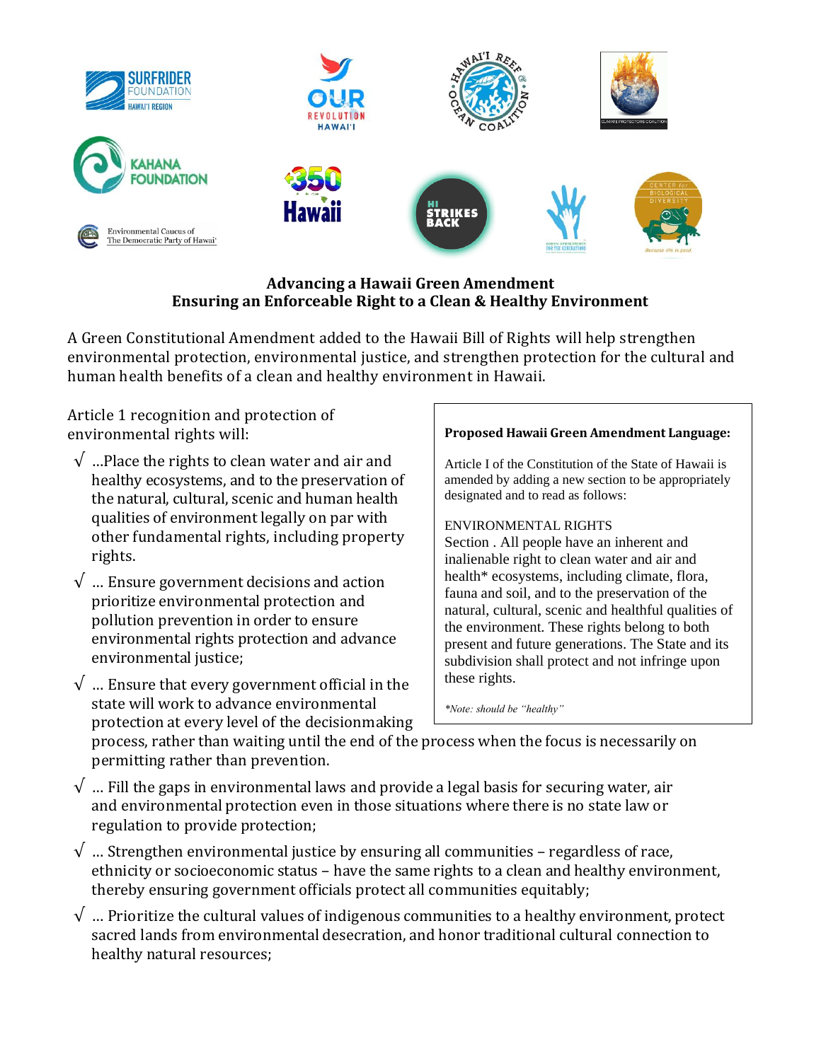**Advancing a Hawaii Green Amendment**
**Ensuring an Enforceable Right to a Clean & Healthy Environment**

A Green Constitutional Amendment added to the Hawaii Bill of Rights will help strengthen environmental protection, environmental justice, and strengthen protection for the cultural and human health benefits of a clean and healthy environment in Hawaii.

Article 1 recognition and protection of environmental rights will:

- √ ...Place the rights to clean water and air and healthy ecosystems, and to the preservation of the natural, cultural, scenic and human health qualities of environment legally on par with other fundamental rights, including property rights.
- √ ... Ensure government decisions and action prioritize environmental protection and pollution prevention in order to ensure environmental rights protection and advance environmental justice;
- √ ... Ensure that every government official in the state will work to advance environmental protection at every level of the decisionmaking process, rather than waiting until the end of the process when the focus is necessarily on permitting rather than prevention.
- √ ... Fill the gaps in environmental laws and provide a legal basis for securing water, air and environmental protection even in those situations where there is no state law or regulation to provide protection;
- √ ... Strengthen environmental justice by ensuring all communities – regardless of race, ethnicity or socioeconomic status – have the same rights to a clean and healthy environment, thereby ensuring government officials protect all communities equitably;
- √ ... Prioritize the cultural values of indigenous communities to a healthy environment, protect sacred lands from environmental desecration, and honor traditional cultural connection to healthy natural resources;

**Proposed Hawaii Green Amendment Language:**

Article I of the Constitution of the State of Hawaii is amended by adding a new section to be appropriately designated and to read as follows:

ENVIRONMENTAL RIGHTS
Section . All people have an inherent and inalienable right to clean water and air and health* ecosystems, including climate, flora, fauna and soil, and to the preservation of the natural, cultural, scenic and healthful qualities of the environment. These rights belong to both present and future generations. The State and its subdivision shall protect and not infringe upon these rights.

*\*Note: should be "healthy"*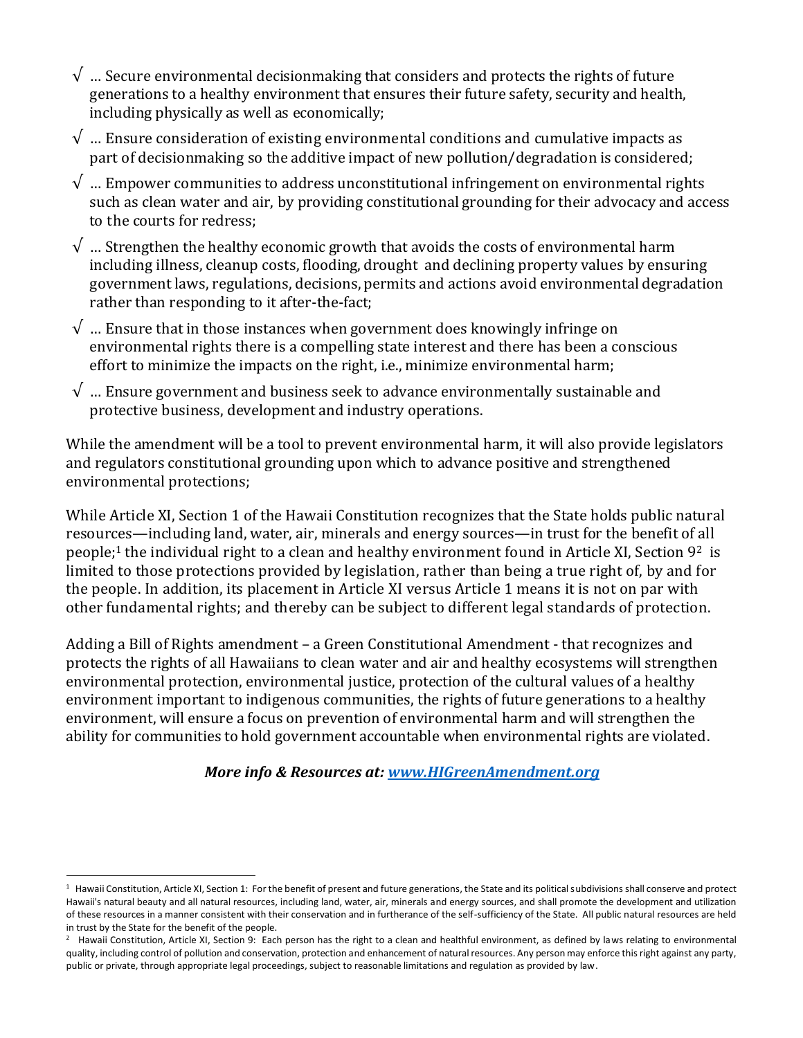- √ … Secure environmental decisionmaking that considers and protects the rights of future generations to a healthy environment that ensures their future safety, security and health, including physically as well as economically;
- √ … Ensure consideration of existing environmental conditions and cumulative impacts as part of decisionmaking so the additive impact of new pollution/degradation is considered;
- √ … Empower communities to address unconstitutional infringement on environmental rights such as clean water and air, by providing constitutional grounding for their advocacy and access to the courts for redress;
- √ … Strengthen the healthy economic growth that avoids the costs of environmental harm including illness, cleanup costs, flooding, drought and declining property values by ensuring government laws, regulations, decisions, permits and actions avoid environmental degradation rather than responding to it after-the-fact;
- √ … Ensure that in those instances when government does knowingly infringe on environmental rights there is a compelling state interest and there has been a conscious effort to minimize the impacts on the right, i.e., minimize environmental harm;
- √ … Ensure government and business seek to advance environmentally sustainable and protective business, development and industry operations.

While the amendment will be a tool to prevent environmental harm, it will also provide legislators and regulators constitutional grounding upon which to advance positive and strengthened environmental protections;

While Article XI, Section 1 of the Hawaii Constitution recognizes that the State holds public natural resources—including land, water, air, minerals and energy sources—in trust for the benefit of all people;[1] the individual right to a clean and healthy environment found in Article XI, Section 9[2] is limited to those protections provided by legislation, rather than being a true right of, by and for the people. In addition, its placement in Article XI versus Article 1 means it is not on par with other fundamental rights; and thereby can be subject to different legal standards of protection.

Adding a Bill of Rights amendment – a Green Constitutional Amendment - that recognizes and protects the rights of all Hawaiians to clean water and air and healthy ecosystems will strengthen environmental protection, environmental justice, protection of the cultural values of a healthy environment important to indigenous communities, the rights of future generations to a healthy environment, will ensure a focus on prevention of environmental harm and will strengthen the ability for communities to hold government accountable when environmental rights are violated.

***More info & Resources at: [www.HIGreenAmendment.org](http://www.HIGreenAmendment.org)***

---

[1] Hawaii Constitution, Article XI, Section 1: For the benefit of present and future generations, the State and its political subdivisions shall conserve and protect Hawaii's natural beauty and all natural resources, including land, water, air, minerals and energy sources, and shall promote the development and utilization of these resources in a manner consistent with their conservation and in furtherance of the self-sufficiency of the State. All public natural resources are held in trust by the State for the benefit of the people.

[2] Hawaii Constitution, Article XI, Section 9: Each person has the right to a clean and healthful environment, as defined by laws relating to environmental quality, including control of pollution and conservation, protection and enhancement of natural resources. Any person may enforce this right against any party, public or private, through appropriate legal proceedings, subject to reasonable limitations and regulation as provided by law.